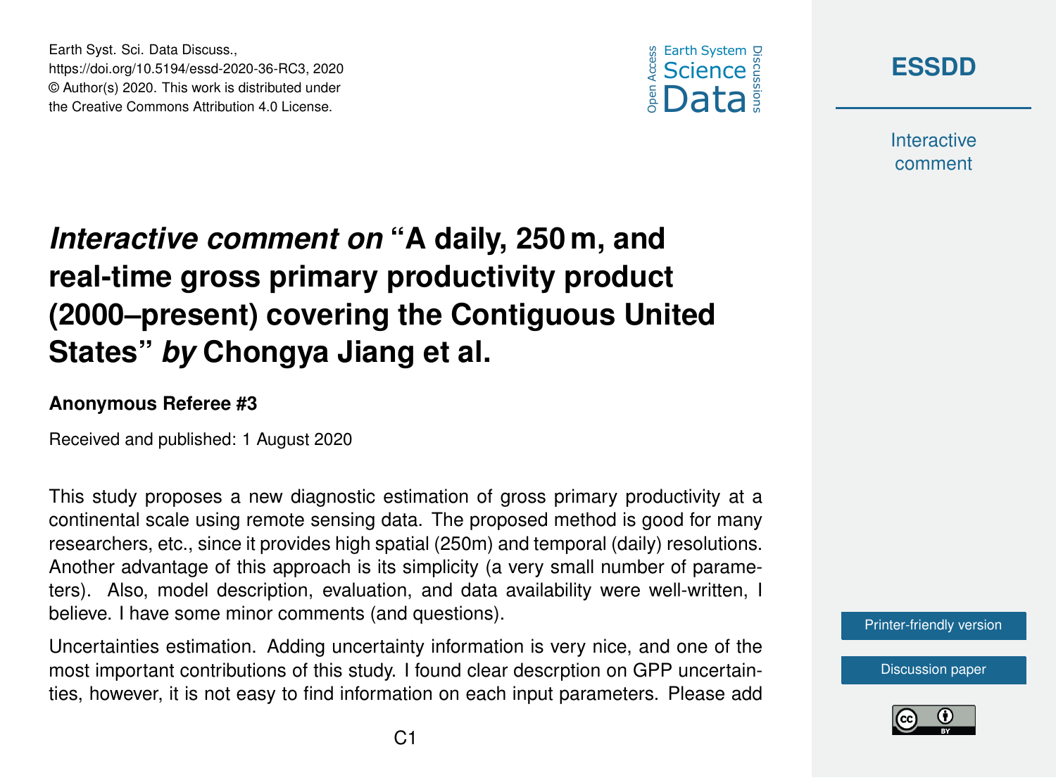# *Interactive comment on* "A daily, 250 m, and real-time gross primary productivity product (2000–present) covering the Contiguous United States" *by* Chongya Jiang et al.

**Anonymous Referee #3**

Received and published: 1 August 2020

This study proposes a new diagnostic estimation of gross primary productivity at a continental scale using remote sensing data. The proposed method is good for many researchers, etc., since it provides high spatial (250m) and temporal (daily) resolutions. Another advantage of this approach is its simplicity (a very small number of parameters). Also, model description, evaluation, and data availability were well-written, I believe. I have some minor comments (and questions).

Uncertainties estimation. Adding uncertainty information is very nice, and one of the most important contributions of this study. I found clear descrption on GPP uncertainties, however, it is not easy to find information on each input parameters. Please add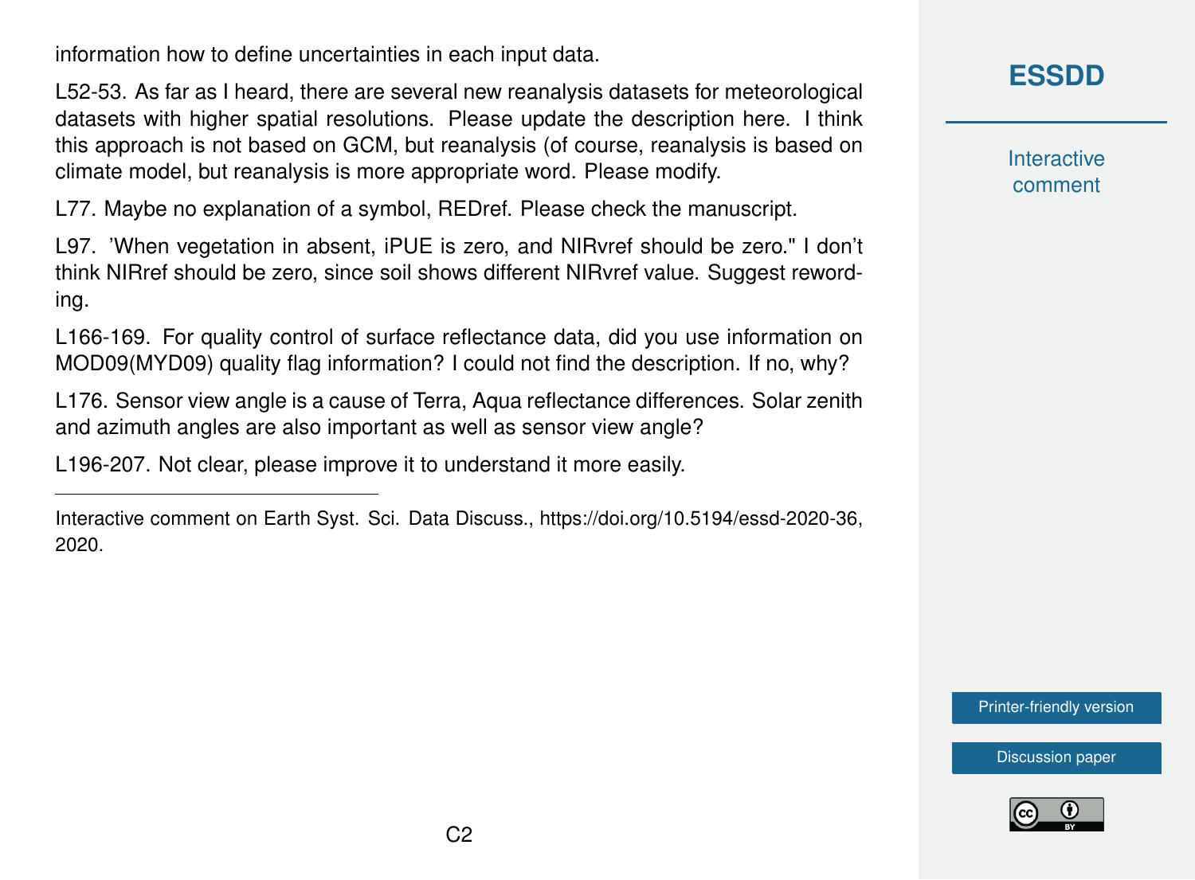information how to define uncertainties in each input data.

L52-53. As far as I heard, there are several new reanalysis datasets for meteorological datasets with higher spatial resolutions. Please update the description here. I think this approach is not based on GCM, but reanalysis (of course, reanalysis is based on climate model, but reanalysis is more appropriate word. Please modify.

L77. Maybe no explanation of a symbol, REDref. Please check the manuscript.

L97. 'When vegetation in absent, iPUE is zero, and NIRvref should be zero." I don't think NIRref should be zero, since soil shows different NIRvref value. Suggest rewording.

L166-169. For quality control of surface reflectance data, did you use information on MOD09(MYD09) quality flag information? I could not find the description. If no, why?

L176. Sensor view angle is a cause of Terra, Aqua reflectance differences. Solar zenith and azimuth angles are also important as well as sensor view angle?

L196-207. Not clear, please improve it to understand it more easily.

---

Interactive comment on Earth Syst. Sci. Data Discuss., https://doi.org/10.5194/essd-2020-36, 2020.